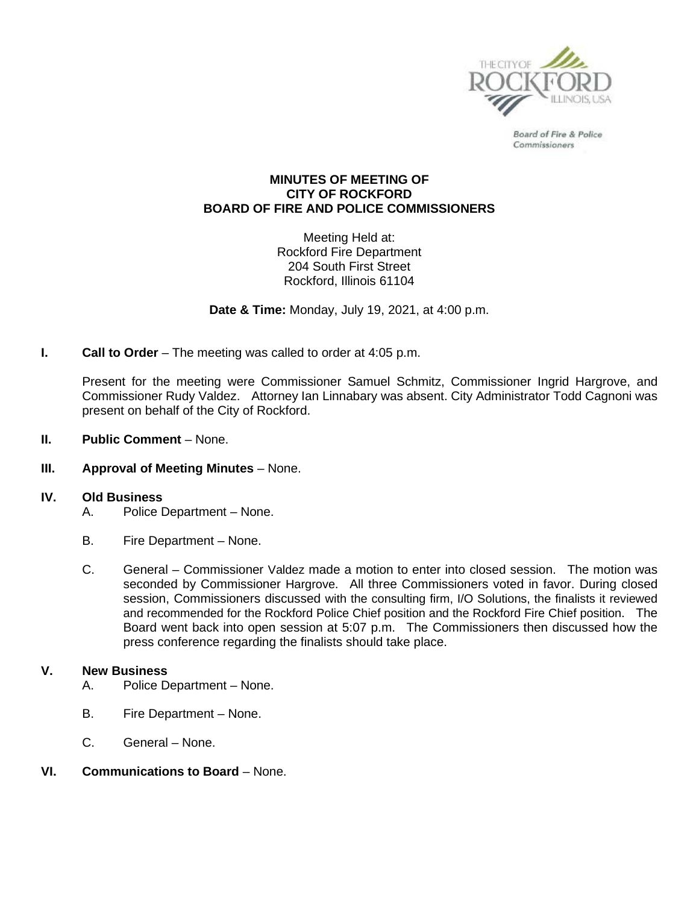Board of Fire & Police Commissioners

# MINUTES OF MEETING OF CITY OF ROCKFORD BOARD OF FIRE AND POLICE COMMISSIONERS

Meeting Held at:
Rockford Fire Department
204 South First Street
Rockford, Illinois 61104

**Date & Time:** Monday, July 19, 2021, at 4:00 p.m.

**I. Call to Order** – The meeting was called to order at 4:05 p.m.

Present for the meeting were Commissioner Samuel Schmitz, Commissioner Ingrid Hargrove, and Commissioner Rudy Valdez. Attorney Ian Linnabary was absent. City Administrator Todd Cagnoni was present on behalf of the City of Rockford.

**II. Public Comment** – None.

**III. Approval of Meeting Minutes** – None.

**IV. Old Business**

A. Police Department – None.

B. Fire Department – None.

C. General – Commissioner Valdez made a motion to enter into closed session. The motion was seconded by Commissioner Hargrove. All three Commissioners voted in favor. During closed session, Commissioners discussed with the consulting firm, I/O Solutions, the finalists it reviewed and recommended for the Rockford Police Chief position and the Rockford Fire Chief position. The Board went back into open session at 5:07 p.m. The Commissioners then discussed how the press conference regarding the finalists should take place.

**V. New Business**

A. Police Department – None.

B. Fire Department – None.

C. General – None.

**VI. Communications to Board** – None.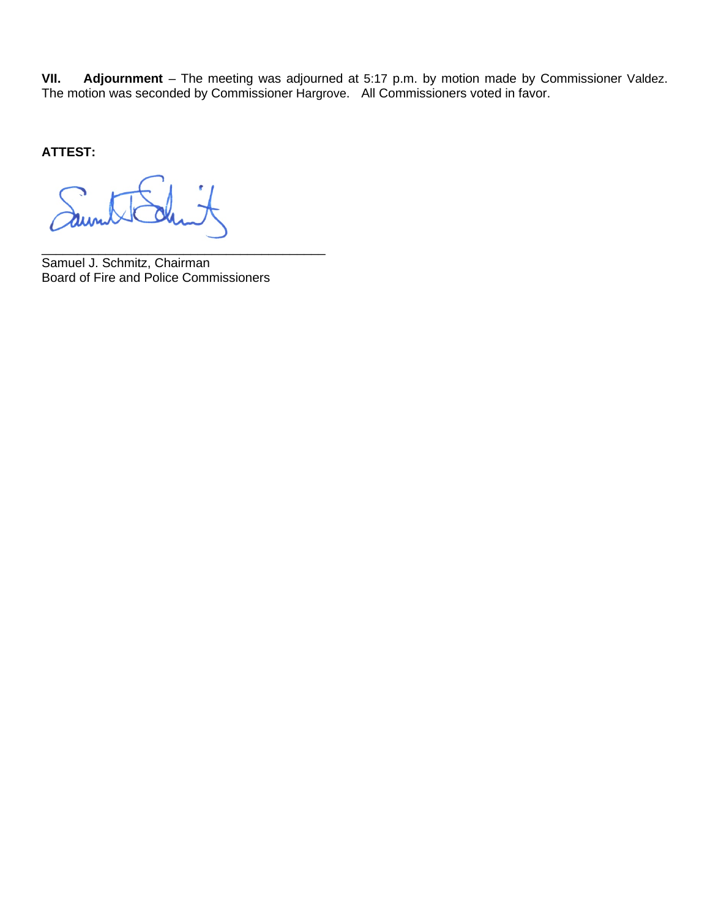**VII. Adjournment** – The meeting was adjourned at 5:17 p.m. by motion made by Commissioner Valdez. The motion was seconded by Commissioner Hargrove. All Commissioners voted in favor.

**ATTEST:**

\_\_\_\_\_\_\_\_\_\_\_\_\_\_\_\_\_\_\_\_\_\_\_\_\_\_\_\_\_\_\_\_\_\_\_\_\_\_\_\_

Samuel J. Schmitz, Chairman
Board of Fire and Police Commissioners